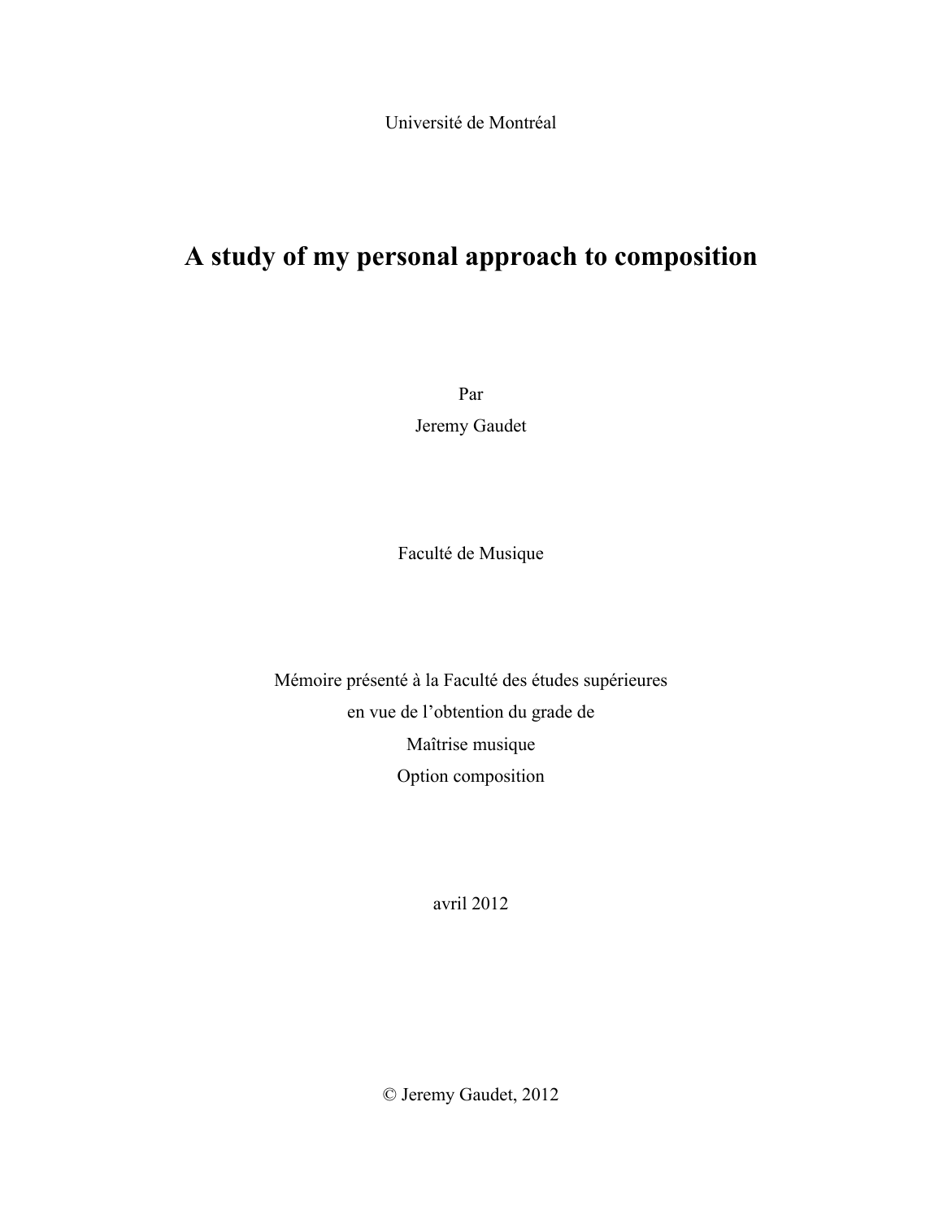Université de Montréal

# A study of my personal approach to composition

Par

Jeremy Gaudet

Faculté de Musique

Mémoire présenté à la Faculté des études supérieures

en vue de l'obtention du grade de

Maîtrise musique

Option composition

avril 2012

© Jeremy Gaudet, 2012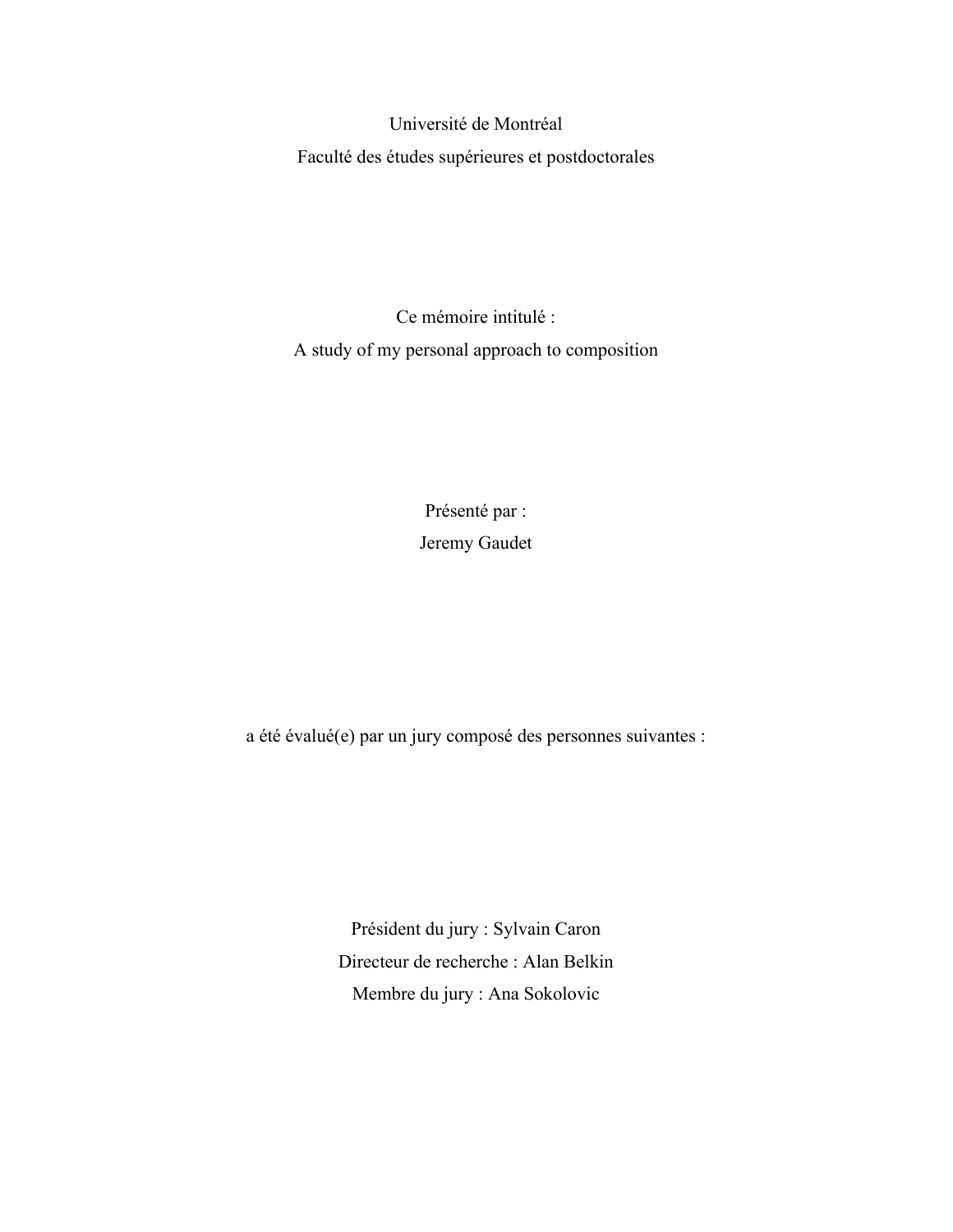Université de Montréal

Faculté des études supérieures et postdoctorales

Ce mémoire intitulé :

A study of my personal approach to composition

Présenté par :

Jeremy Gaudet

a été évalué(e) par un jury composé des personnes suivantes :

Président du jury : Sylvain Caron

Directeur de recherche : Alan Belkin

Membre du jury : Ana Sokolovic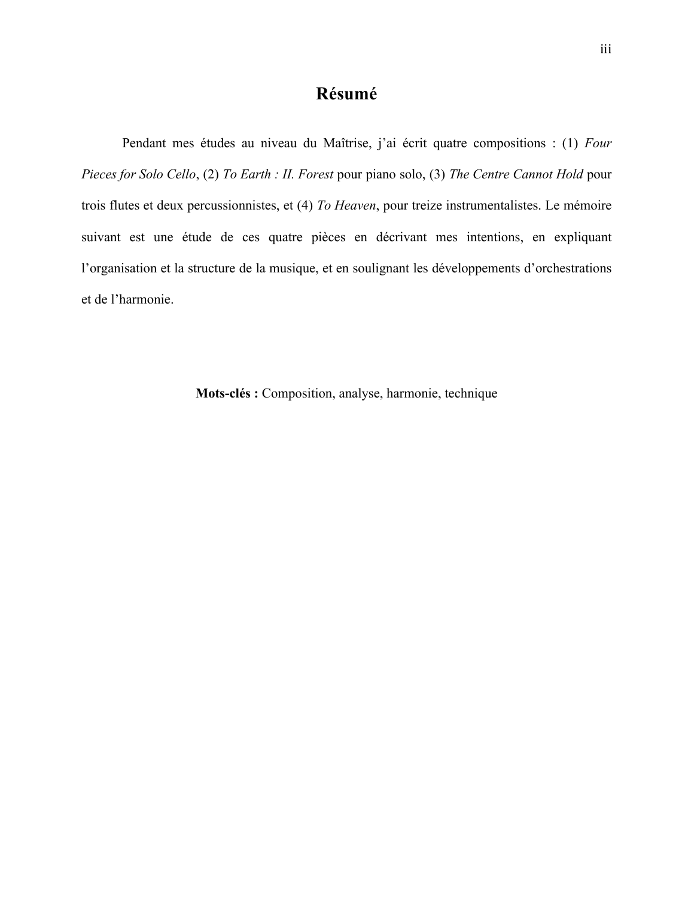# Résumé

Pendant mes études au niveau du Maîtrise, j'ai écrit quatre compositions : (1) *Four Pieces for Solo Cello*, (2) *To Earth : II. Forest* pour piano solo, (3) *The Centre Cannot Hold* pour trois flutes et deux percussionnistes, et (4) *To Heaven*, pour treize instrumentalistes. Le mémoire suivant est une étude de ces quatre pièces en décrivant mes intentions, en expliquant l'organisation et la structure de la musique, et en soulignant les développements d'orchestrations et de l'harmonie.

**Mots-clés :** Composition, analyse, harmonie, technique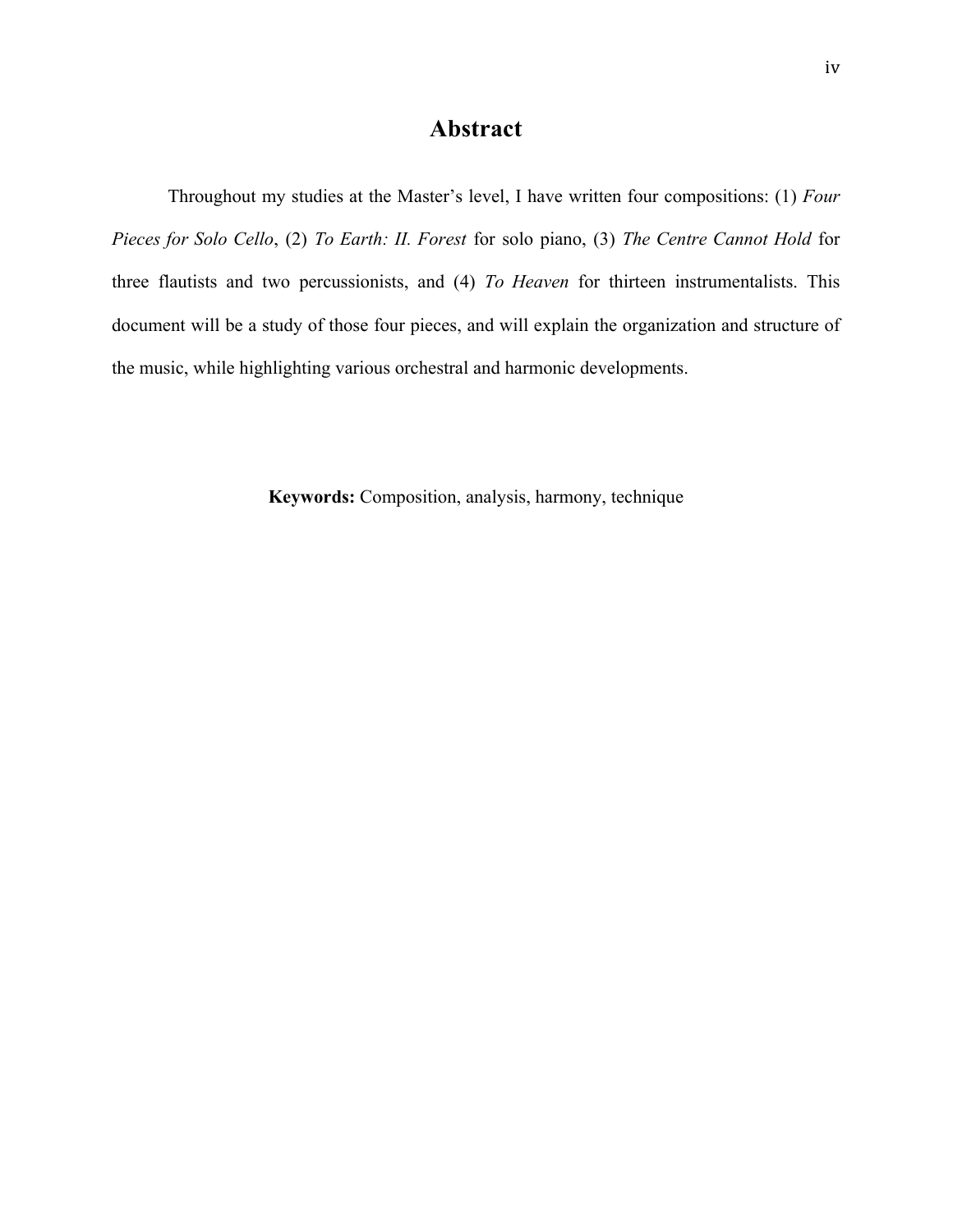# Abstract

Throughout my studies at the Master's level, I have written four compositions: (1) *Four Pieces for Solo Cello*, (2) *To Earth: II. Forest* for solo piano, (3) *The Centre Cannot Hold* for three flautists and two percussionists, and (4) *To Heaven* for thirteen instrumentalists. This document will be a study of those four pieces, and will explain the organization and structure of the music, while highlighting various orchestral and harmonic developments.

**Keywords:** Composition, analysis, harmony, technique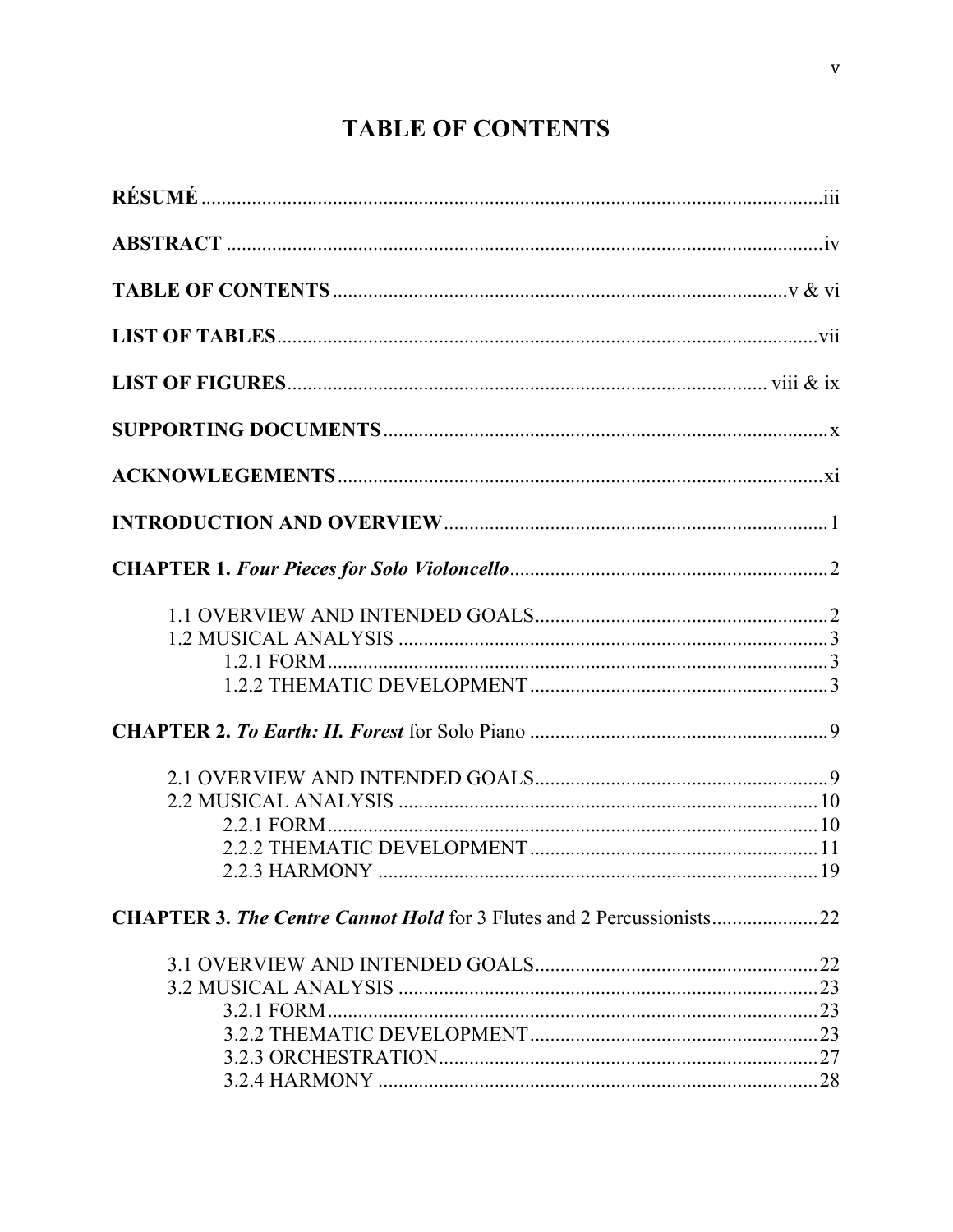# TABLE OF CONTENTS

**RÉSUMÉ** ........................................................................................................................iii

**ABSTRACT** ....................................................................................................................iv

**TABLE OF CONTENTS** ......................................................................................v & vi

**LIST OF TABLES**........................................................................................................vii

**LIST OF FIGURES**............................................................................................ viii & ix

**SUPPORTING DOCUMENTS**.......................................................................................x

**ACKNOWLEGEMENTS**...............................................................................................xi

**INTRODUCTION AND OVERVIEW**...........................................................................1

**CHAPTER 1.** ***Four Pieces for Solo Violoncello***..............................................................2

- 1.1 OVERVIEW AND INTENDED GOALS.........................................................2
- 1.2 MUSICAL ANALYSIS ....................................................................................3
  - 1.2.1 FORM..................................................................................................3
  - 1.2.2 THEMATIC DEVELOPMENT..........................................................3

**CHAPTER 2.** ***To Earth: II. Forest*** **for Solo Piano** ..........................................................9

- 2.1 OVERVIEW AND INTENDED GOALS.........................................................9
- 2.2 MUSICAL ANALYSIS ..................................................................................10
  - 2.2.1 FORM................................................................................................10
  - 2.2.2 THEMATIC DEVELOPMENT........................................................11
  - 2.2.3 HARMONY ......................................................................................19

**CHAPTER 3.** ***The Centre Cannot Hold*** **for 3 Flutes and 2 Percussionists**....................22

- 3.1 OVERVIEW AND INTENDED GOALS.......................................................22
- 3.2 MUSICAL ANALYSIS ..................................................................................23
  - 3.2.1 FORM................................................................................................23
  - 3.2.2 THEMATIC DEVELOPMENT........................................................23
  - 3.2.3 ORCHESTRATION..........................................................................27
  - 3.2.4 HARMONY ......................................................................................28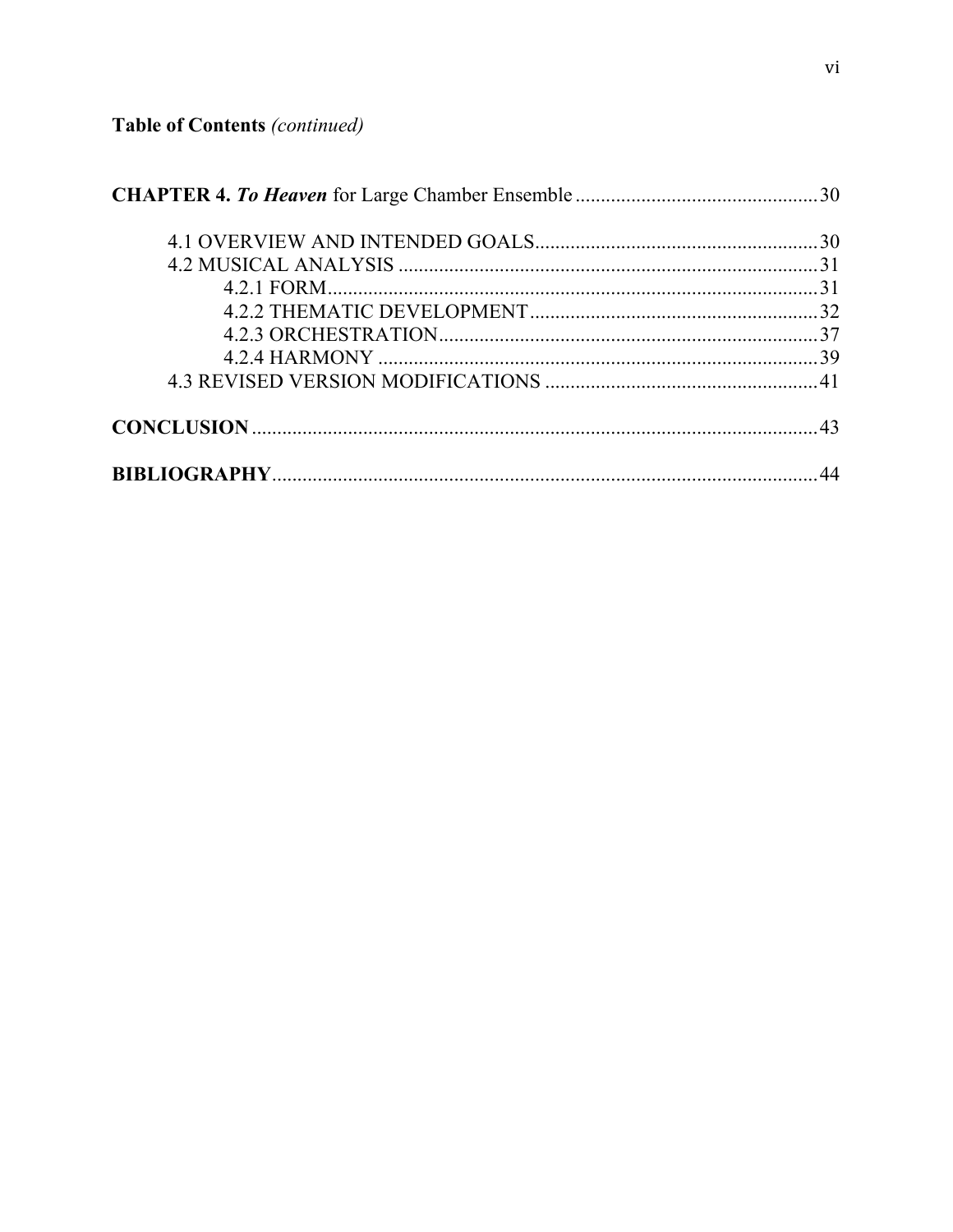**Table of Contents** *(continued)*

**CHAPTER 4.** ***To Heaven*** for Large Chamber Ensemble ................................................ 30

- 4.1 OVERVIEW AND INTENDED GOALS ........................................................ 30
- 4.2 MUSICAL ANALYSIS ................................................................................... 31
  - 4.2.1 FORM ................................................................................................ 31
  - 4.2.2 THEMATIC DEVELOPMENT ........................................................ 32
  - 4.2.3 ORCHESTRATION .......................................................................... 37
  - 4.2.4 HARMONY ....................................................................................... 39
- 4.3 REVISED VERSION MODIFICATIONS ...................................................... 41

**CONCLUSION** ................................................................................................................ 43

**BIBLIOGRAPHY** ............................................................................................................ 44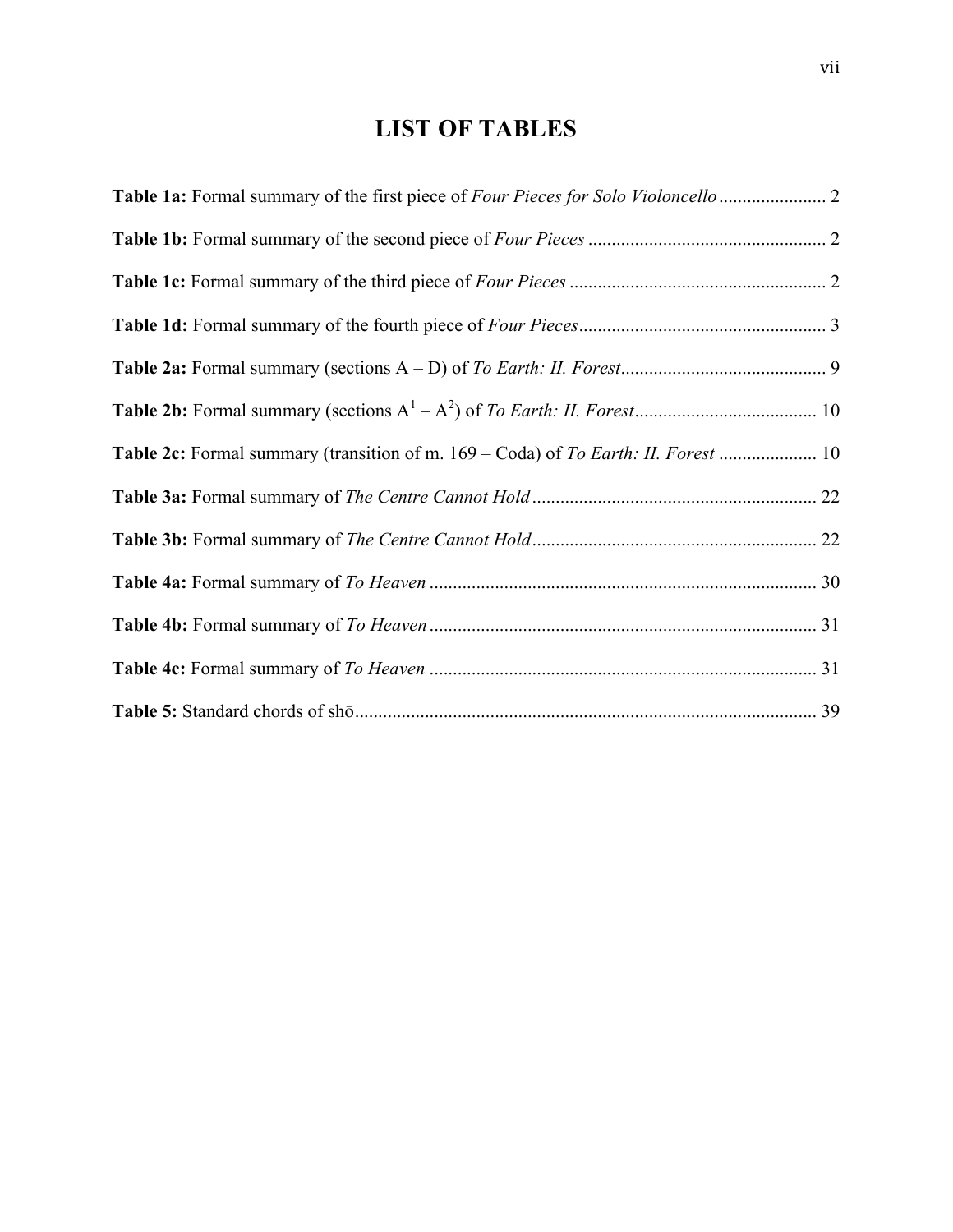# LIST OF TABLES

**Table 1a:** Formal summary of the first piece of *Four Pieces for Solo Violoncello* ....................... 2

**Table 1b:** Formal summary of the second piece of *Four Pieces* .................................................. 2

**Table 1c:** Formal summary of the third piece of *Four Pieces* ...................................................... 2

**Table 1d:** Formal summary of the fourth piece of *Four Pieces*..................................................... 3

**Table 2a:** Formal summary (sections A – D) of *To Earth: II. Forest*............................................ 9

**Table 2b:** Formal summary (sections $A^1$ – $A^2$) of *To Earth: II. Forest*....................................... 10

**Table 2c:** Formal summary (transition of m. 169 – Coda) of *To Earth: II. Forest* ..................... 10

**Table 3a:** Formal summary of *The Centre Cannot Hold* ............................................................. 22

**Table 3b:** Formal summary of *The Centre Cannot Hold* ............................................................. 22

**Table 4a:** Formal summary of *To Heaven* .................................................................................. 30

**Table 4b:** Formal summary of *To Heaven* .................................................................................. 31

**Table 4c:** Formal summary of *To Heaven* .................................................................................. 31

**Table 5:** Standard chords of shō.................................................................................................. 39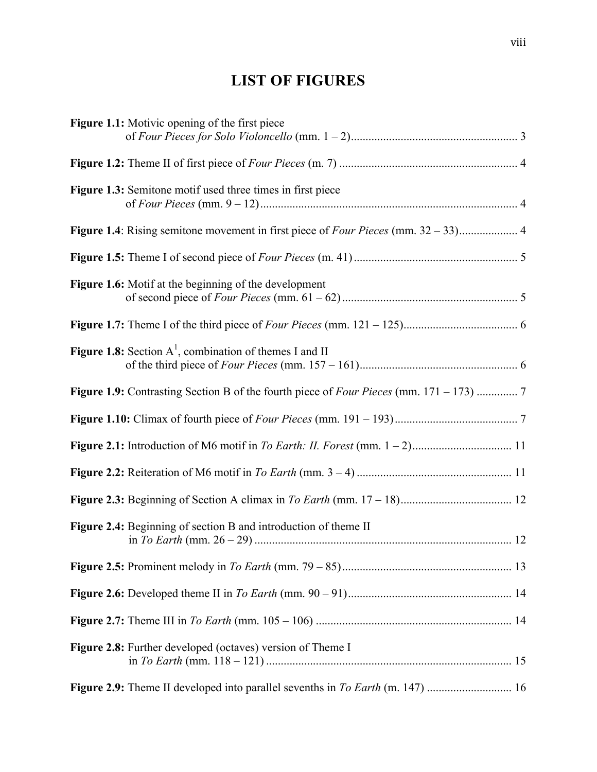# LIST OF FIGURES

**Figure 1.1:** Motivic opening of the first piece of *Four Pieces for Solo Violoncello* (mm. 1 – 2) ........ 3

**Figure 1.2:** Theme II of first piece of *Four Pieces* (m. 7) ........ 4

**Figure 1.3:** Semitone motif used three times in first piece of *Four Pieces* (mm. 9 – 12) ........ 4

**Figure 1.4**: Rising semitone movement in first piece of *Four Pieces* (mm. 32 – 33) ........ 4

**Figure 1.5:** Theme I of second piece of *Four Pieces* (m. 41) ........ 5

**Figure 1.6:** Motif at the beginning of the development of second piece of *Four Pieces* (mm. 61 – 62) ........ 5

**Figure 1.7:** Theme I of the third piece of *Four Pieces* (mm. 121 – 125) ........ 6

**Figure 1.8:** Section $A^1$, combination of themes I and II of the third piece of *Four Pieces* (mm. 157 – 161) ........ 6

**Figure 1.9:** Contrasting Section B of the fourth piece of *Four Pieces* (mm. 171 – 173) ........ 7

**Figure 1.10:** Climax of fourth piece of *Four Pieces* (mm. 191 – 193) ........ 7

**Figure 2.1:** Introduction of M6 motif in *To Earth: II. Forest* (mm. 1 – 2) ........ 11

**Figure 2.2:** Reiteration of M6 motif in *To Earth* (mm. 3 – 4) ........ 11

**Figure 2.3:** Beginning of Section A climax in *To Earth* (mm. 17 – 18) ........ 12

**Figure 2.4:** Beginning of section B and introduction of theme II in *To Earth* (mm. 26 – 29) ........ 12

**Figure 2.5:** Prominent melody in *To Earth* (mm. 79 – 85) ........ 13

**Figure 2.6:** Developed theme II in *To Earth* (mm. 90 – 91) ........ 14

**Figure 2.7:** Theme III in *To Earth* (mm. 105 – 106) ........ 14

**Figure 2.8:** Further developed (octaves) version of Theme I in *To Earth* (mm. 118 – 121) ........ 15

**Figure 2.9:** Theme II developed into parallel sevenths in *To Earth* (m. 147) ........ 16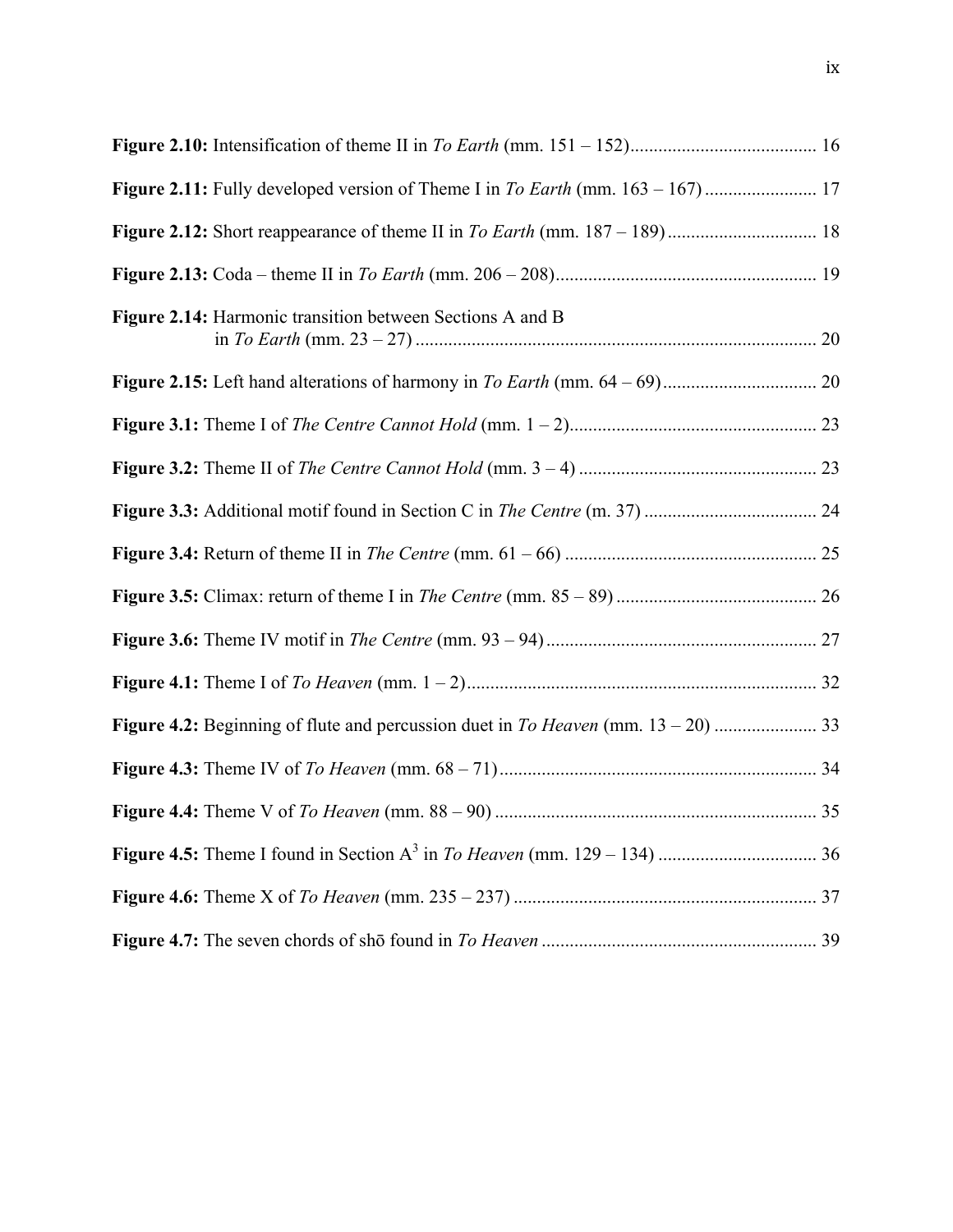**Figure 2.10:** Intensification of theme II in *To Earth* (mm. 151 – 152)........................................ 16

**Figure 2.11:** Fully developed version of Theme I in *To Earth* (mm. 163 – 167) ........................ 17

**Figure 2.12:** Short reappearance of theme II in *To Earth* (mm. 187 – 189) ................................ 18

**Figure 2.13:** Coda – theme II in *To Earth* (mm. 206 – 208)........................................................ 19

**Figure 2.14:** Harmonic transition between Sections A and B in *To Earth* (mm. 23 – 27) ..................................................................................... 20

**Figure 2.15:** Left hand alterations of harmony in *To Earth* (mm. 64 – 69)................................. 20

**Figure 3.1:** Theme I of *The Centre Cannot Hold* (mm. 1 – 2)..................................................... 23

**Figure 3.2:** Theme II of *The Centre Cannot Hold* (mm. 3 – 4) .................................................. 23

**Figure 3.3:** Additional motif found in Section C in *The Centre* (m. 37) ..................................... 24

**Figure 3.4:** Return of theme II in *The Centre* (mm. 61 – 66) ...................................................... 25

**Figure 3.5:** Climax: return of theme I in *The Centre* (mm. 85 – 89) ........................................... 26

**Figure 3.6:** Theme IV motif in *The Centre* (mm. 93 – 94).......................................................... 27

**Figure 4.1:** Theme I of *To Heaven* (mm. 1 – 2).......................................................................... 32

**Figure 4.2:** Beginning of flute and percussion duet in *To Heaven* (mm. 13 – 20) ...................... 33

**Figure 4.3:** Theme IV of *To Heaven* (mm. 68 – 71).................................................................... 34

**Figure 4.4:** Theme V of *To Heaven* (mm. 88 – 90) ..................................................................... 35

**Figure 4.5:** Theme I found in Section $A^3$ in *To Heaven* (mm. 129 – 134) .................................. 36

**Figure 4.6:** Theme X of *To Heaven* (mm. 235 – 237) ................................................................. 37

**Figure 4.7:** The seven chords of shō found in *To Heaven* ........................................................... 39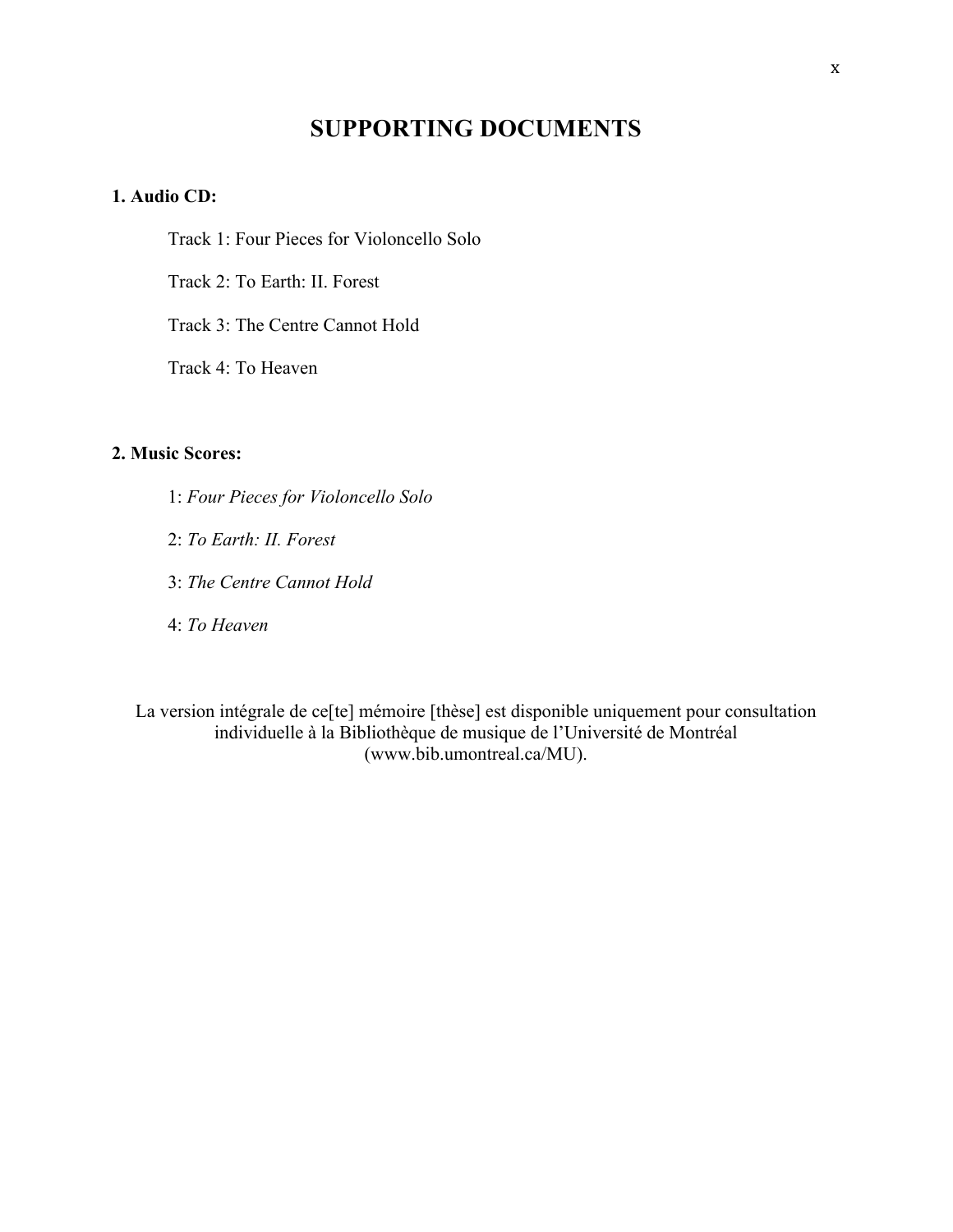# SUPPORTING DOCUMENTS

**1. Audio CD:**

Track 1: Four Pieces for Violoncello Solo

Track 2: To Earth: II. Forest

Track 3: The Centre Cannot Hold

Track 4: To Heaven

**2. Music Scores:**

1: *Four Pieces for Violoncello Solo*

2: *To Earth: II. Forest*

3: *The Centre Cannot Hold*

4: *To Heaven*

La version intégrale de ce[te] mémoire [thèse] est disponible uniquement pour consultation individuelle à la Bibliothèque de musique de l'Université de Montréal (www.bib.umontreal.ca/MU).